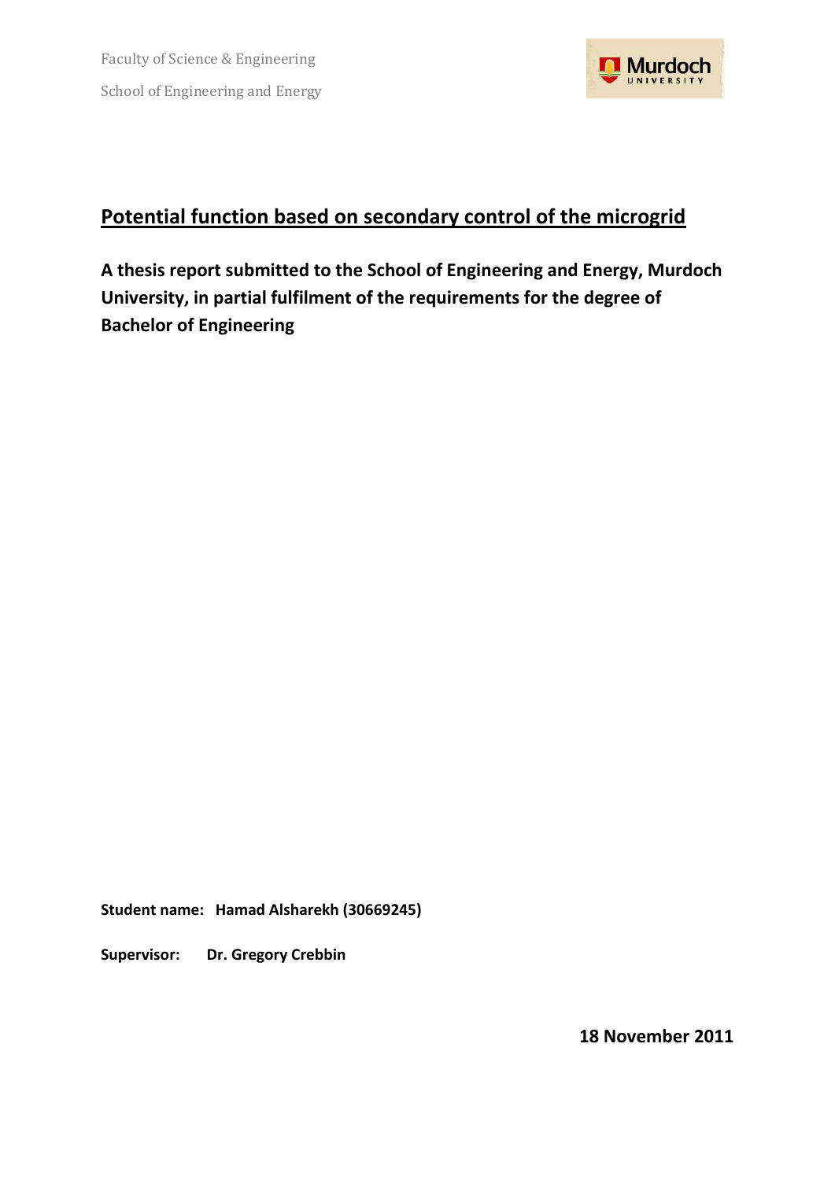Faculty of Science & Engineering

School of Engineering and Energy

# Potential function based on secondary control of the microgrid

**A thesis report submitted to the School of Engineering and Energy, Murdoch University, in partial fulfilment of the requirements for the degree of Bachelor of Engineering**

**Student name:** **Hamad Alsharekh (30669245)**

**Supervisor:** **Dr. Gregory Crebbin**

**18 November 2011**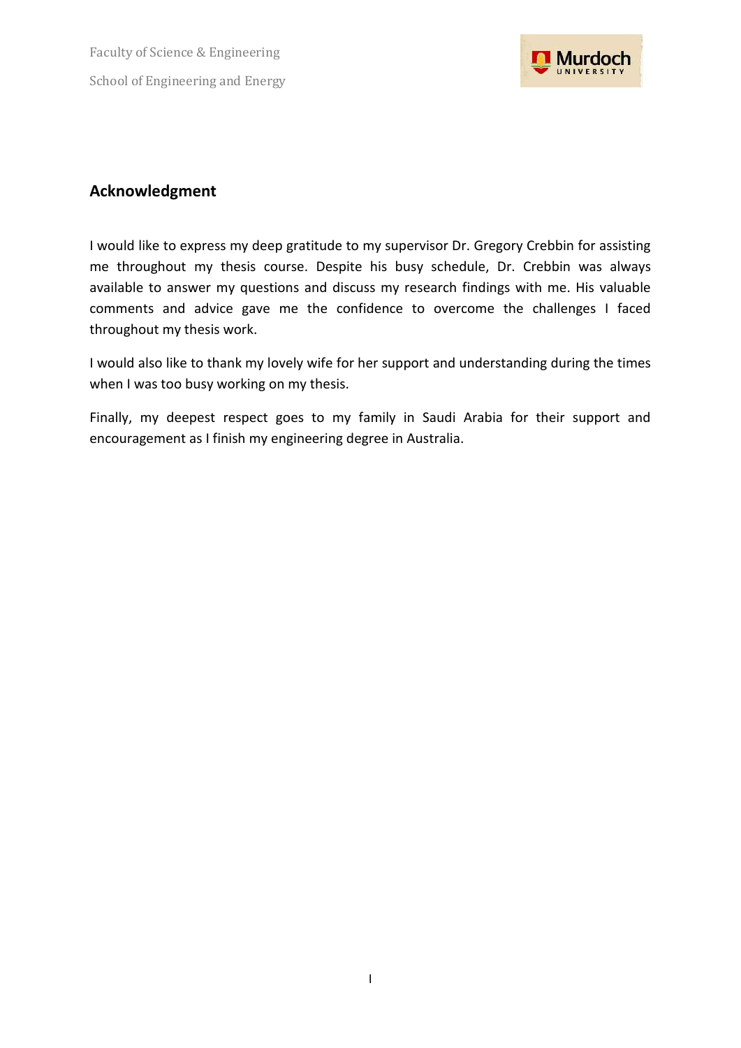## Acknowledgment

I would like to express my deep gratitude to my supervisor Dr. Gregory Crebbin for assisting me throughout my thesis course. Despite his busy schedule, Dr. Crebbin was always available to answer my questions and discuss my research findings with me. His valuable comments and advice gave me the confidence to overcome the challenges I faced throughout my thesis work.

I would also like to thank my lovely wife for her support and understanding during the times when I was too busy working on my thesis.

Finally, my deepest respect goes to my family in Saudi Arabia for their support and encouragement as I finish my engineering degree in Australia.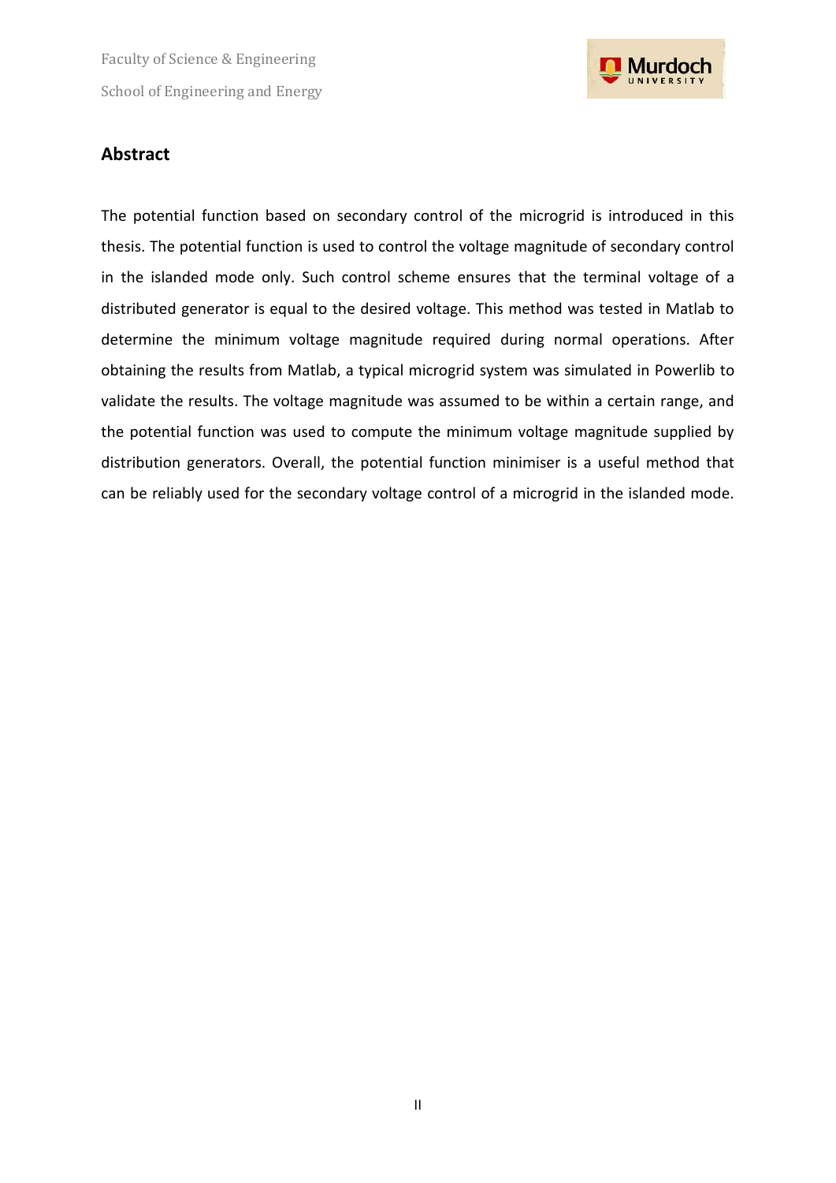## Abstract

The potential function based on secondary control of the microgrid is introduced in this thesis. The potential function is used to control the voltage magnitude of secondary control in the islanded mode only. Such control scheme ensures that the terminal voltage of a distributed generator is equal to the desired voltage. This method was tested in Matlab to determine the minimum voltage magnitude required during normal operations. After obtaining the results from Matlab, a typical microgrid system was simulated in Powerlib to validate the results. The voltage magnitude was assumed to be within a certain range, and the potential function was used to compute the minimum voltage magnitude supplied by distribution generators. Overall, the potential function minimiser is a useful method that can be reliably used for the secondary voltage control of a microgrid in the islanded mode.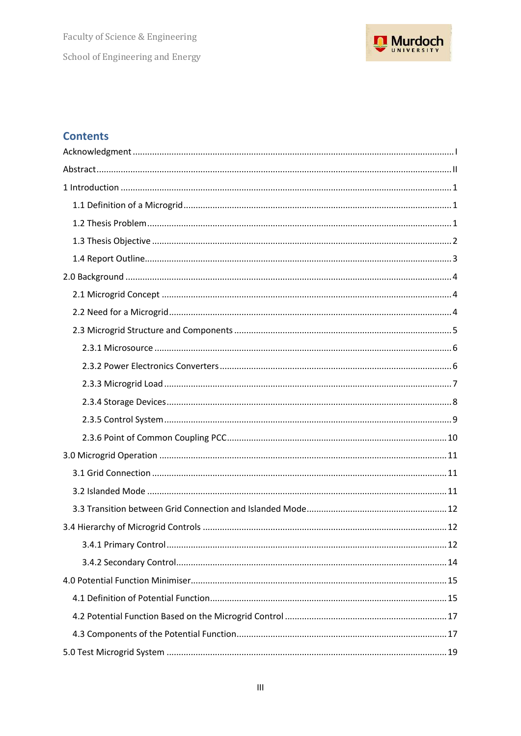## Contents

- Acknowledgment ..... I
- Abstract ..... II
- 1 Introduction ..... 1
  - 1.1 Definition of a Microgrid ..... 1
  - 1.2 Thesis Problem ..... 1
  - 1.3 Thesis Objective ..... 2
  - 1.4 Report Outline ..... 3
- 2.0 Background ..... 4
  - 2.1 Microgrid Concept ..... 4
  - 2.2 Need for a Microgrid ..... 4
  - 2.3 Microgrid Structure and Components ..... 5
    - 2.3.1 Microsource ..... 6
    - 2.3.2 Power Electronics Converters ..... 6
    - 2.3.3 Microgrid Load ..... 7
    - 2.3.4 Storage Devices ..... 8
    - 2.3.5 Control System ..... 9
    - 2.3.6 Point of Common Coupling PCC ..... 10
- 3.0 Microgrid Operation ..... 11
  - 3.1 Grid Connection ..... 11
  - 3.2 Islanded Mode ..... 11
  - 3.3 Transition between Grid Connection and Islanded Mode ..... 12
- 3.4 Hierarchy of Microgrid Controls ..... 12
    - 3.4.1 Primary Control ..... 12
    - 3.4.2 Secondary Control ..... 14
- 4.0 Potential Function Minimiser ..... 15
  - 4.1 Definition of Potential Function ..... 15
  - 4.2 Potential Function Based on the Microgrid Control ..... 17
  - 4.3 Components of the Potential Function ..... 17
- 5.0 Test Microgrid System ..... 19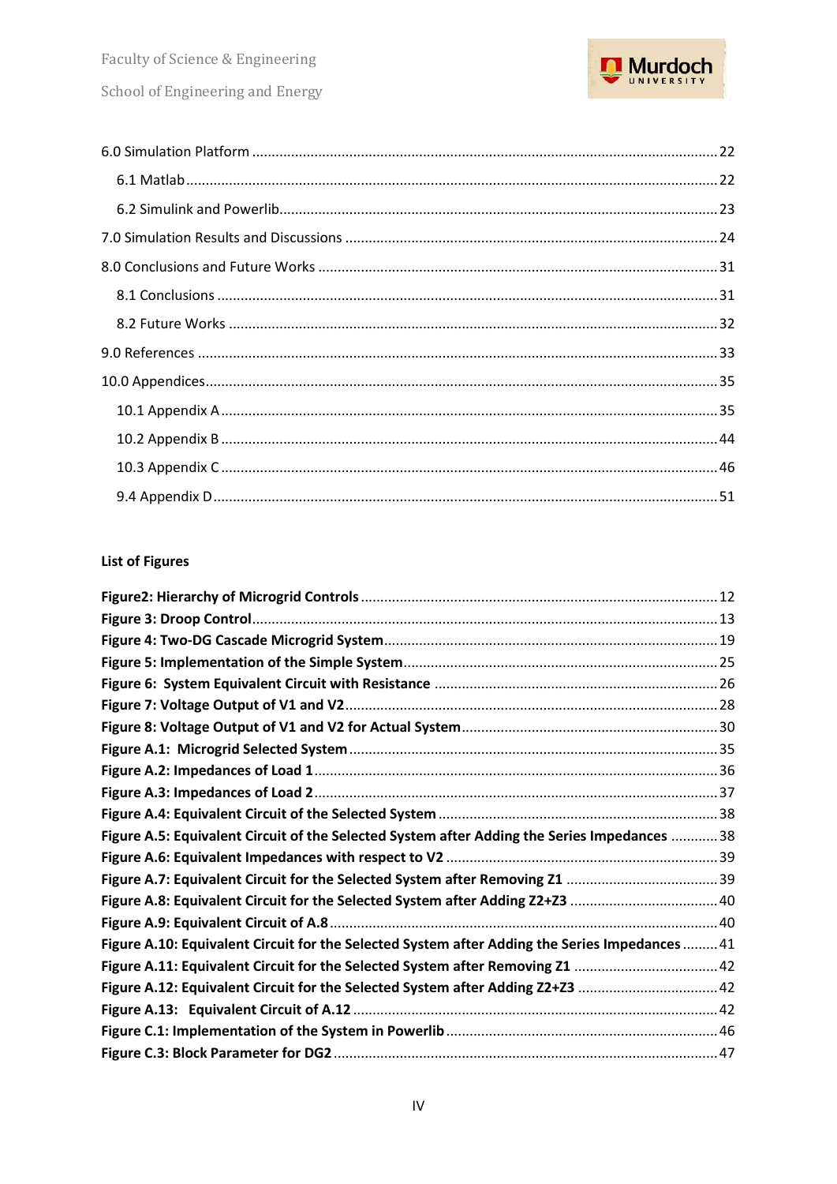6.0 Simulation Platform ........................................................................................................................ 22

6.1 Matlab ........................................................................................................................ 22

6.2 Simulink and Powerlib ........................................................................................................................ 23

7.0 Simulation Results and Discussions ........................................................................................................................ 24

8.0 Conclusions and Future Works ........................................................................................................................ 31

8.1 Conclusions ........................................................................................................................ 31

8.2 Future Works ........................................................................................................................ 32

9.0 References ........................................................................................................................ 33

10.0 Appendices ........................................................................................................................ 35

10.1 Appendix A ........................................................................................................................ 35

10.2 Appendix B ........................................................................................................................ 44

10.3 Appendix C ........................................................................................................................ 46

9.4 Appendix D ........................................................................................................................ 51

**List of Figures**

**Figure2: Hierarchy of Microgrid Controls** ........................................................................................................................ 12

**Figure 3: Droop Control** ........................................................................................................................ 13

**Figure 4: Two-DG Cascade Microgrid System** ........................................................................................................................ 19

**Figure 5: Implementation of the Simple System** ........................................................................................................................ 25

**Figure 6: System Equivalent Circuit with Resistance** ........................................................................................................................ 26

**Figure 7: Voltage Output of V1 and V2** ........................................................................................................................ 28

**Figure 8: Voltage Output of V1 and V2 for Actual System** ........................................................................................................................ 30

**Figure A.1: Microgrid Selected System** ........................................................................................................................ 35

**Figure A.2: Impedances of Load 1** ........................................................................................................................ 36

**Figure A.3: Impedances of Load 2** ........................................................................................................................ 37

**Figure A.4: Equivalent Circuit of the Selected System** ........................................................................................................................ 38

**Figure A.5: Equivalent Circuit of the Selected System after Adding the Series Impedances** ............ 38

**Figure A.6: Equivalent Impedances with respect to V2** ........................................................................................................................ 39

**Figure A.7: Equivalent Circuit for the Selected System after Removing Z1** ........................................................................................................................ 39

**Figure A.8: Equivalent Circuit for the Selected System after Adding Z2+Z3** ........................................................................................................................ 40

**Figure A.9: Equivalent Circuit of A.8** ........................................................................................................................ 40

**Figure A.10: Equivalent Circuit for the Selected System after Adding the Series Impedances** ......... 41

**Figure A.11: Equivalent Circuit for the Selected System after Removing Z1** ........................................................................................................................ 42

**Figure A.12: Equivalent Circuit for the Selected System after Adding Z2+Z3** ........................................................................................................................ 42

**Figure A.13: Equivalent Circuit of A.12** ........................................................................................................................ 42

**Figure C.1: Implementation of the System in Powerlib** ........................................................................................................................ 46

**Figure C.3: Block Parameter for DG2** ........................................................................................................................ 47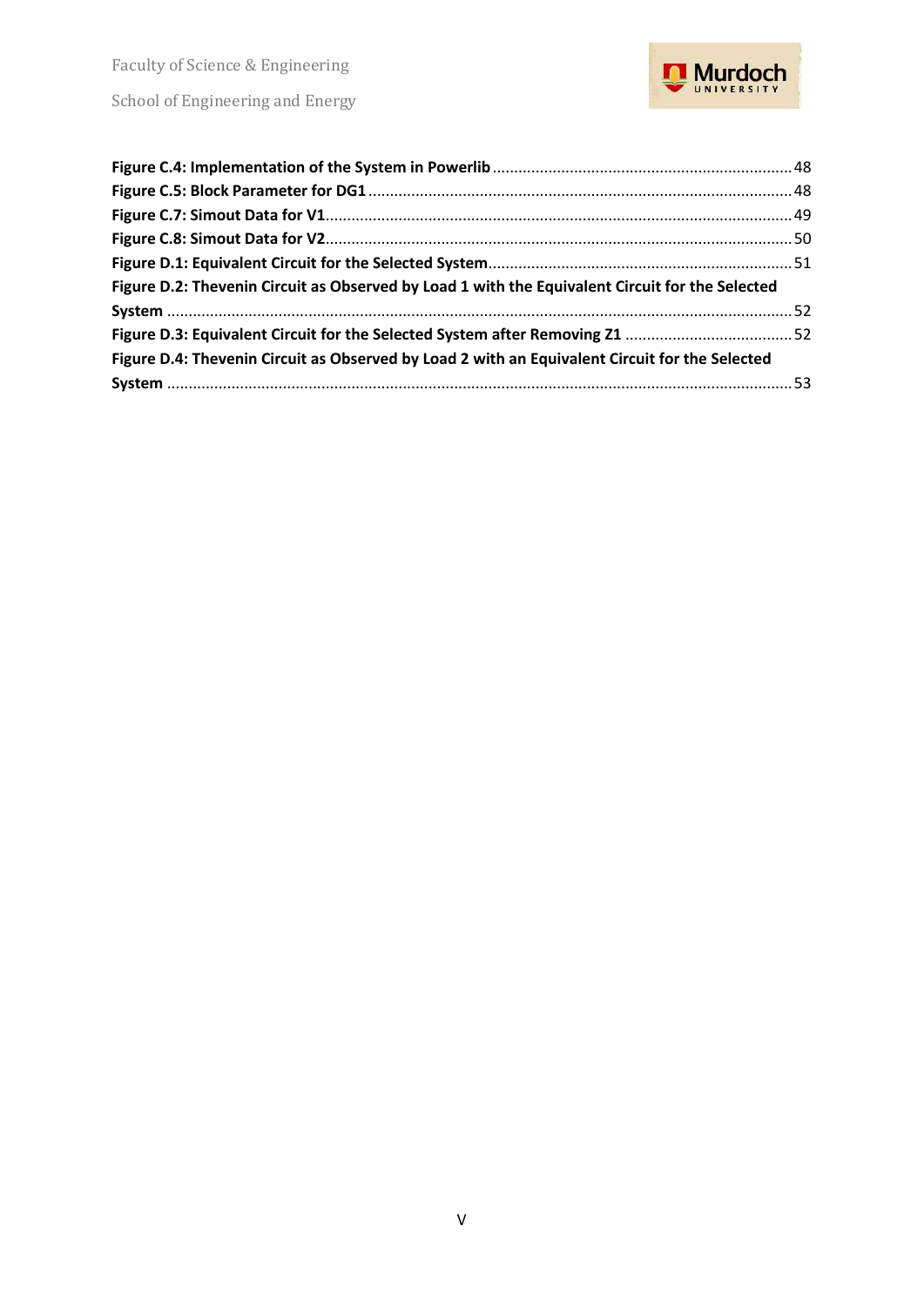**Figure C.4: Implementation of the System in Powerlib** ...................................................................... 48

**Figure C.5: Block Parameter for DG1** ................................................................................................. 48

**Figure C.7: Simout Data for V1** ........................................................................................................... 49

**Figure C.8: Simout Data for V2** ........................................................................................................... 50

**Figure D.1: Equivalent Circuit for the Selected System** ...................................................................... 51

**Figure D.2: Thevenin Circuit as Observed by Load 1 with the Equivalent Circuit for the Selected System** ................................................................................................................................................ 52

**Figure D.3: Equivalent Circuit for the Selected System after Removing Z1** ....................................... 52

**Figure D.4: Thevenin Circuit as Observed by Load 2 with an Equivalent Circuit for the Selected System** ................................................................................................................................................ 53